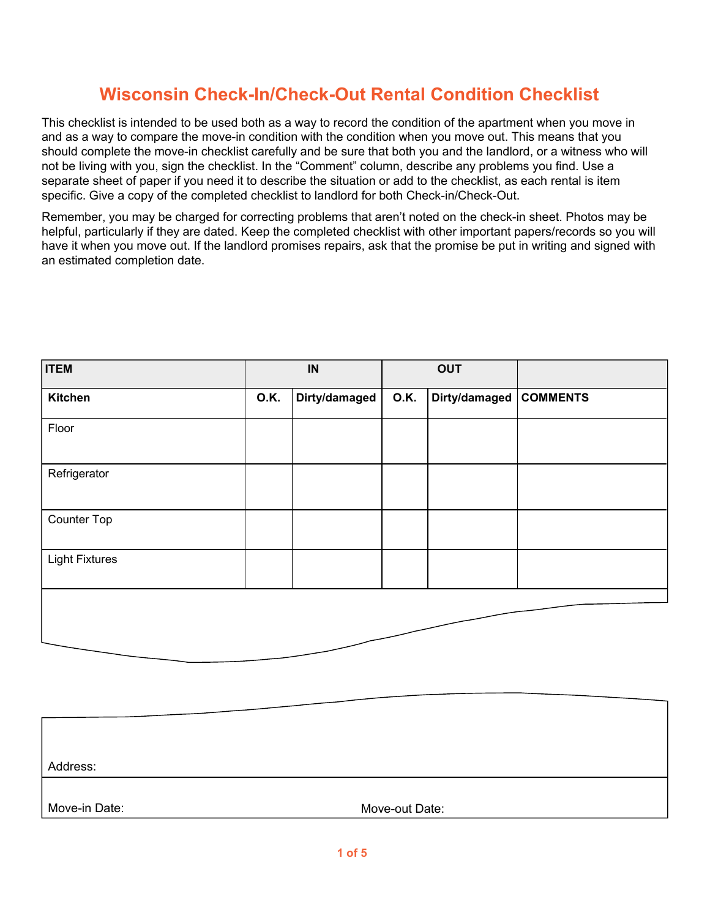# Wisconsin Check-In/Check-Out Rental Condition Checklist

This checklist is intended to be used both as a way to record the condition of the apartment when you move in and as a way to compare the move-in condition with the condition when you move out. This means that you should complete the move-in checklist carefully and be sure that both you and the landlord, or a witness who will not be living with you, sign the checklist. In the “Comment” column, describe any problems you find. Use a separate sheet of paper if you need it to describe the situation or add to the checklist, as each rental is item specific. Give a copy of the completed checklist to landlord for both Check-in/Check-Out.

Remember, you may be charged for correcting problems that aren’t noted on the check-in sheet. Photos may be helpful, particularly if they are dated. Keep the completed checklist with other important papers/records so you will have it when you move out. If the landlord promises repairs, ask that the promise be put in writing and signed with an estimated completion date.

| ITEM | IN | | OUT | | |
|---|---|---|---|---|---|
| **Kitchen** | **O.K.** | **Dirty/damaged** | **O.K.** | **Dirty/damaged** | **COMMENTS** |
| Floor | | | | | |
| Refrigerator | | | | | |
| Counter Top | | | | | |
| Light Fixtures | | | | | |

Address:

Move-in Date: Move-out Date: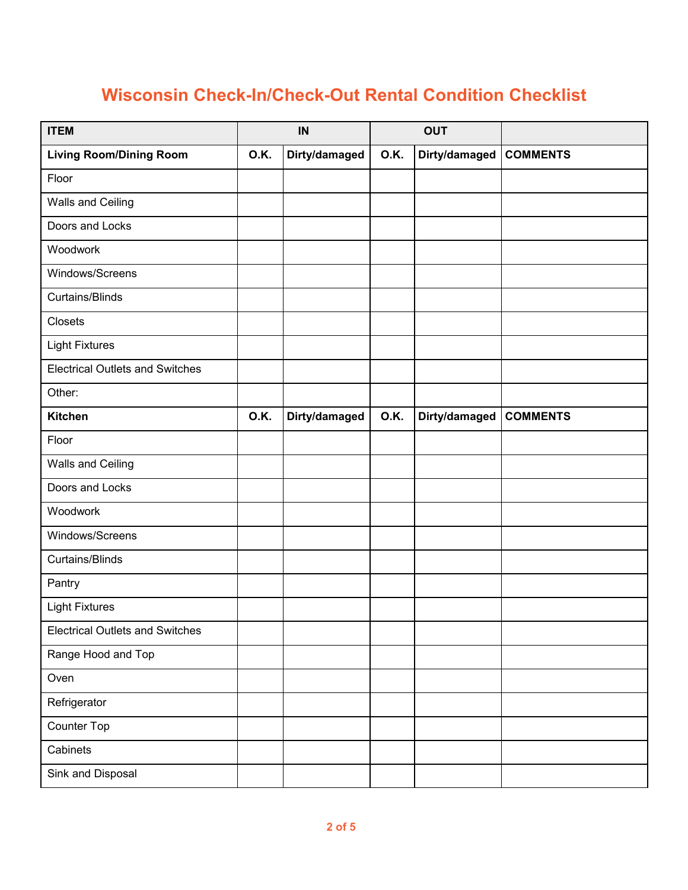# Wisconsin Check-In/Check-Out Rental Condition Checklist

| ITEM | IN | | OUT | | |
|---|---|---|---|---|---|
| **Living Room/Dining Room** | **O.K.** | **Dirty/damaged** | **O.K.** | **Dirty/damaged** | **COMMENTS** |
| Floor | | | | | |
| Walls and Ceiling | | | | | |
| Doors and Locks | | | | | |
| Woodwork | | | | | |
| Windows/Screens | | | | | |
| Curtains/Blinds | | | | | |
| Closets | | | | | |
| Light Fixtures | | | | | |
| Electrical Outlets and Switches | | | | | |
| Other: | | | | | |
| **Kitchen** | **O.K.** | **Dirty/damaged** | **O.K.** | **Dirty/damaged** | **COMMENTS** |
| Floor | | | | | |
| Walls and Ceiling | | | | | |
| Doors and Locks | | | | | |
| Woodwork | | | | | |
| Windows/Screens | | | | | |
| Curtains/Blinds | | | | | |
| Pantry | | | | | |
| Light Fixtures | | | | | |
| Electrical Outlets and Switches | | | | | |
| Range Hood and Top | | | | | |
| Oven | | | | | |
| Refrigerator | | | | | |
| Counter Top | | | | | |
| Cabinets | | | | | |
| Sink and Disposal | | | | | |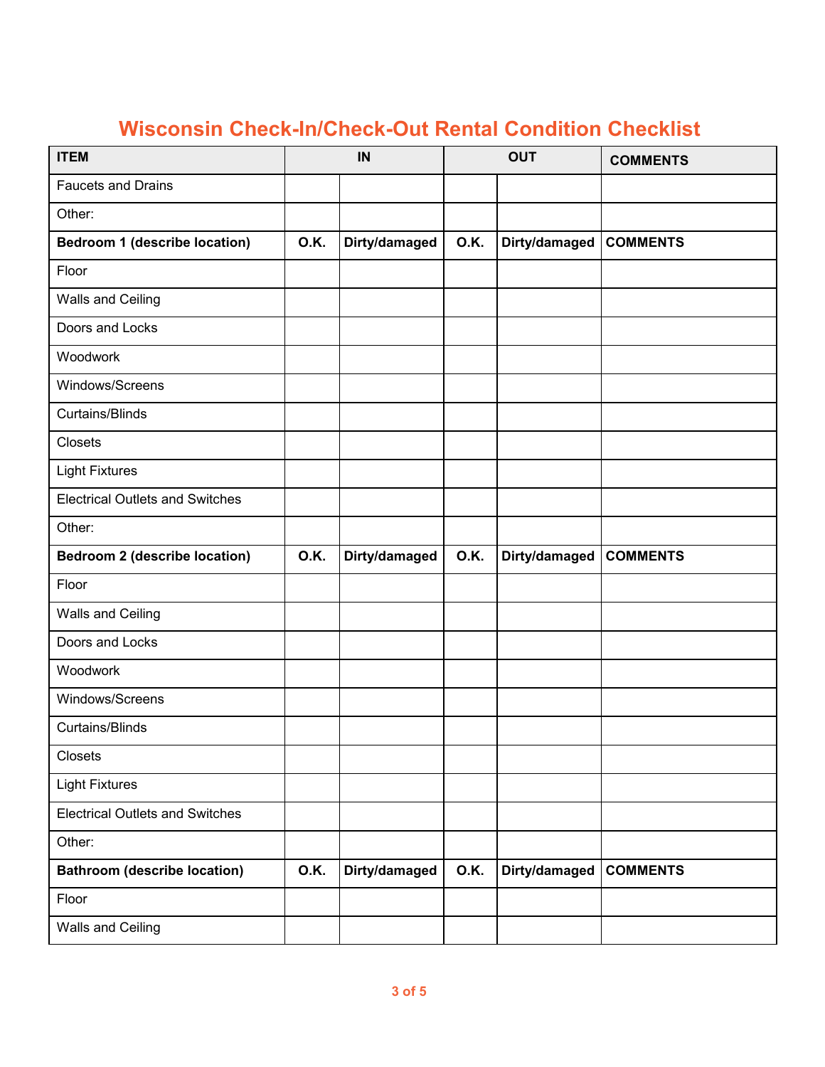## Wisconsin Check-In/Check-Out Rental Condition Checklist

| ITEM | IN | | OUT | | COMMENTS |
|---|---|---|---|---|---|
| Faucets and Drains | | | | | |
| Other: | | | | | |
| **Bedroom 1 (describe location)** | **O.K.** | **Dirty/damaged** | **O.K.** | **Dirty/damaged** | **COMMENTS** |
| Floor | | | | | |
| Walls and Ceiling | | | | | |
| Doors and Locks | | | | | |
| Woodwork | | | | | |
| Windows/Screens | | | | | |
| Curtains/Blinds | | | | | |
| Closets | | | | | |
| Light Fixtures | | | | | |
| Electrical Outlets and Switches | | | | | |
| Other: | | | | | |
| **Bedroom 2 (describe location)** | **O.K.** | **Dirty/damaged** | **O.K.** | **Dirty/damaged** | **COMMENTS** |
| Floor | | | | | |
| Walls and Ceiling | | | | | |
| Doors and Locks | | | | | |
| Woodwork | | | | | |
| Windows/Screens | | | | | |
| Curtains/Blinds | | | | | |
| Closets | | | | | |
| Light Fixtures | | | | | |
| Electrical Outlets and Switches | | | | | |
| Other: | | | | | |
| **Bathroom (describe location)** | **O.K.** | **Dirty/damaged** | **O.K.** | **Dirty/damaged** | **COMMENTS** |
| Floor | | | | | |
| Walls and Ceiling | | | | | |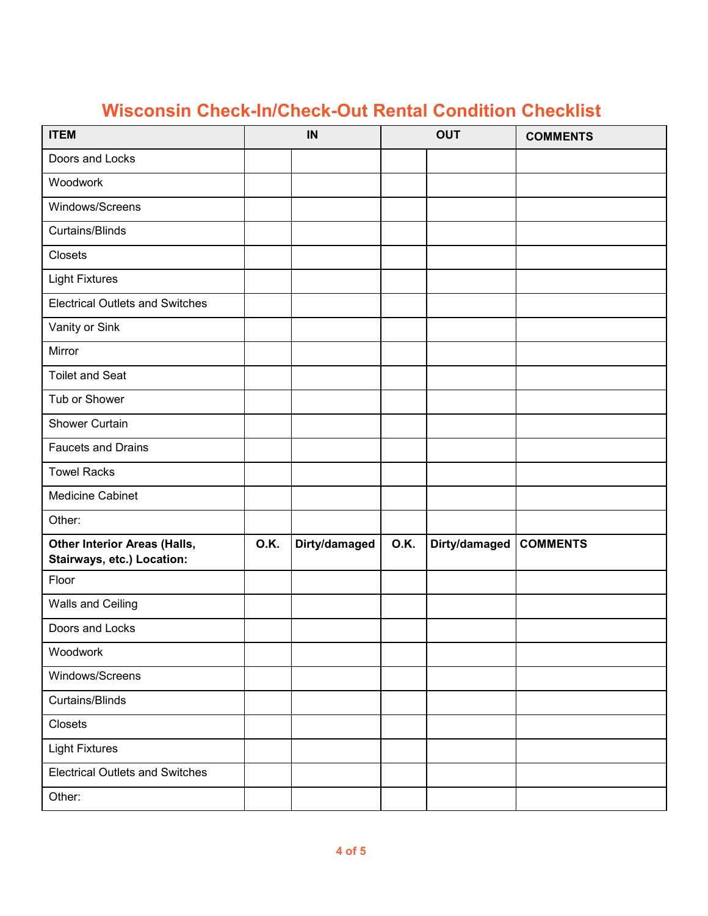## Wisconsin Check-In/Check-Out Rental Condition Checklist

| ITEM | IN | | OUT | | COMMENTS |
|---|---|---|---|---|---|
| Doors and Locks | | | | | |
| Woodwork | | | | | |
| Windows/Screens | | | | | |
| Curtains/Blinds | | | | | |
| Closets | | | | | |
| Light Fixtures | | | | | |
| Electrical Outlets and Switches | | | | | |
| Vanity or Sink | | | | | |
| Mirror | | | | | |
| Toilet and Seat | | | | | |
| Tub or Shower | | | | | |
| Shower Curtain | | | | | |
| Faucets and Drains | | | | | |
| Towel Racks | | | | | |
| Medicine Cabinet | | | | | |
| Other: | | | | | |
| **Other Interior Areas (Halls, Stairways, etc.) Location:** | **O.K.** | **Dirty/damaged** | **O.K.** | **Dirty/damaged** | **COMMENTS** |
| Floor | | | | | |
| Walls and Ceiling | | | | | |
| Doors and Locks | | | | | |
| Woodwork | | | | | |
| Windows/Screens | | | | | |
| Curtains/Blinds | | | | | |
| Closets | | | | | |
| Light Fixtures | | | | | |
| Electrical Outlets and Switches | | | | | |
| Other: | | | | | |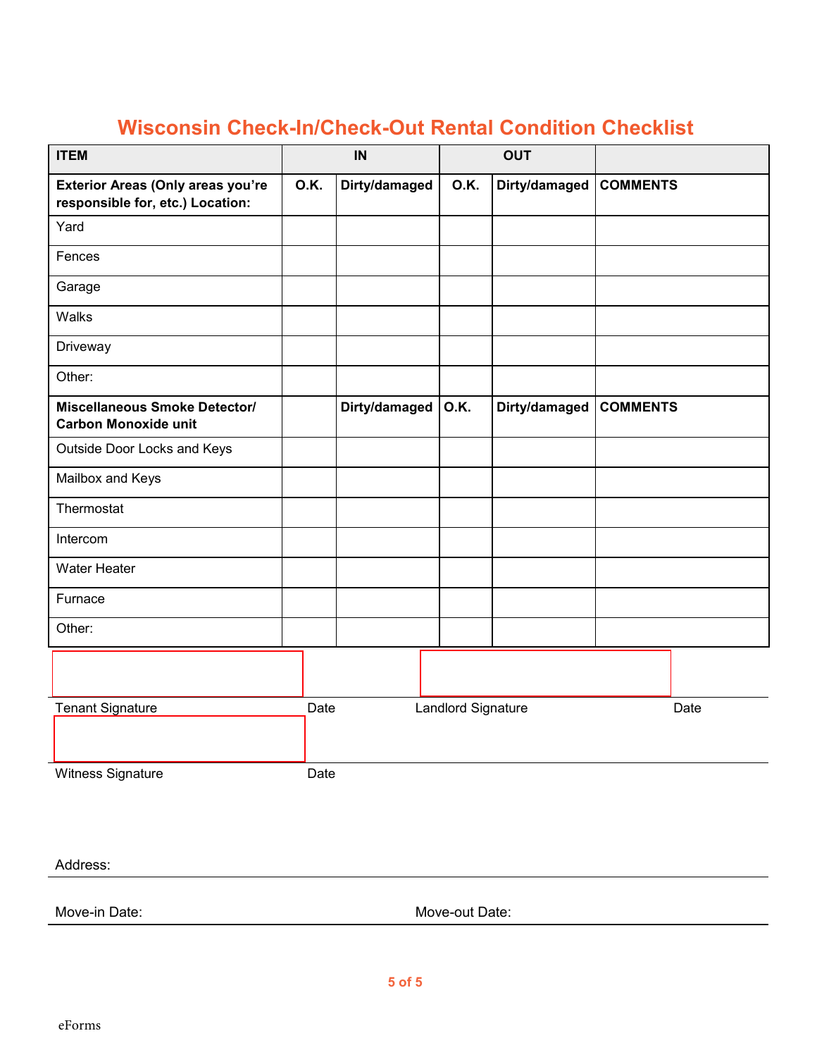# Wisconsin Check-In/Check-Out Rental Condition Checklist

| ITEM | IN | | OUT | | |
|---|---|---|---|---|---|
| **Exterior Areas (Only areas you're responsible for, etc.) Location:** | **O.K.** | **Dirty/damaged** | **O.K.** | **Dirty/damaged** | **COMMENTS** |
| Yard | | | | | |
| Fences | | | | | |
| Garage | | | | | |
| Walks | | | | | |
| Driveway | | | | | |
| Other: | | | | | |
| **Miscellaneous Smoke Detector/ Carbon Monoxide unit** | | **Dirty/damaged** | **O.K.** | **Dirty/damaged** | **COMMENTS** |
| Outside Door Locks and Keys | | | | | |
| Mailbox and Keys | | | | | |
| Thermostat | | | | | |
| Intercom | | | | | |
| Water Heater | | | | | |
| Furnace | | | | | |
| Other: | | | | | |

Tenant Signature &nbsp;&nbsp;&nbsp;&nbsp; Date &nbsp;&nbsp;&nbsp;&nbsp; Landlord Signature &nbsp;&nbsp;&nbsp;&nbsp; Date

Witness Signature &nbsp;&nbsp;&nbsp;&nbsp; Date

Address:

Move-in Date: &nbsp;&nbsp;&nbsp;&nbsp; Move-out Date:

eForms